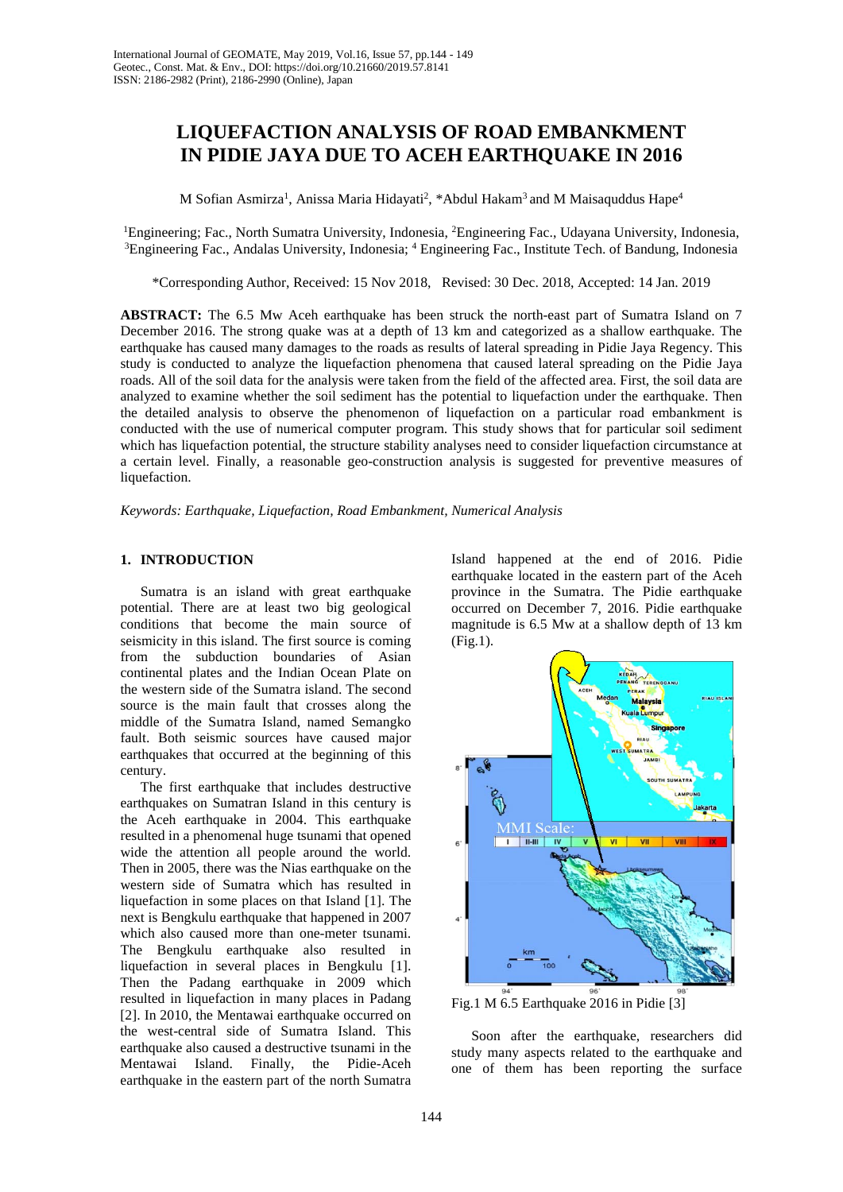# LIQUEFACTION ANALYSIS OF ROAD EMBANKMENT IN PIDIE JAYA DUE TO ACEH EARTHQUAKE IN 2016

M Sofian Asmirza[1], Anissa Maria Hidayati[2], *Abdul Hakam[3] and M Maisaquddus Hape[4]

[1]Engineering; Fac., North Sumatra University, Indonesia, [2]Engineering Fac., Udayana University, Indonesia, [3]Engineering Fac., Andalas University, Indonesia; [4] Engineering Fac., Institute Tech. of Bandung, Indonesia

*Corresponding Author, Received: 15 Nov 2018, Revised: 30 Dec. 2018, Accepted: 14 Jan. 2019

**ABSTRACT:** The 6.5 Mw Aceh earthquake has been struck the north-east part of Sumatra Island on 7 December 2016. The strong quake was at a depth of 13 km and categorized as a shallow earthquake. The earthquake has caused many damages to the roads as results of lateral spreading in Pidie Jaya Regency. This study is conducted to analyze the liquefaction phenomena that caused lateral spreading on the Pidie Jaya roads. All of the soil data for the analysis were taken from the field of the affected area. First, the soil data are analyzed to examine whether the soil sediment has the potential to liquefaction under the earthquake. Then the detailed analysis to observe the phenomenon of liquefaction on a particular road embankment is conducted with the use of numerical computer program. This study shows that for particular soil sediment which has liquefaction potential, the structure stability analyses need to consider liquefaction circumstance at a certain level. Finally, a reasonable geo-construction analysis is suggested for preventive measures of liquefaction.

*Keywords: Earthquake, Liquefaction, Road Embankment, Numerical Analysis*

## 1. INTRODUCTION

Sumatra is an island with great earthquake potential. There are at least two big geological conditions that become the main source of seismicity in this island. The first source is coming from the subduction boundaries of Asian continental plates and the Indian Ocean Plate on the western side of the Sumatra island. The second source is the main fault that crosses along the middle of the Sumatra Island, named Semangko fault. Both seismic sources have caused major earthquakes that occurred at the beginning of this century.

The first earthquake that includes destructive earthquakes on Sumatran Island in this century is the Aceh earthquake in 2004. This earthquake resulted in a phenomenal huge tsunami that opened wide the attention all people around the world. Then in 2005, there was the Nias earthquake on the western side of Sumatra which has resulted in liquefaction in some places on that Island [1]. The next is Bengkulu earthquake that happened in 2007 which also caused more than one-meter tsunami. The Bengkulu earthquake also resulted in liquefaction in several places in Bengkulu [1]. Then the Padang earthquake in 2009 which resulted in liquefaction in many places in Padang [2]. In 2010, the Mentawai earthquake occurred on the west-central side of Sumatra Island. This earthquake also caused a destructive tsunami in the Mentawai Island. Finally, the Pidie-Aceh earthquake in the eastern part of the north Sumatra Island happened at the end of 2016. Pidie earthquake located in the eastern part of the Aceh province in the Sumatra. The Pidie earthquake occurred on December 7, 2016. Pidie earthquake magnitude is 6.5 Mw at a shallow depth of 13 km (Fig.1).

Fig.1 M 6.5 Earthquake 2016 in Pidie [3]

Soon after the earthquake, researchers did study many aspects related to the earthquake and one of them has been reporting the surface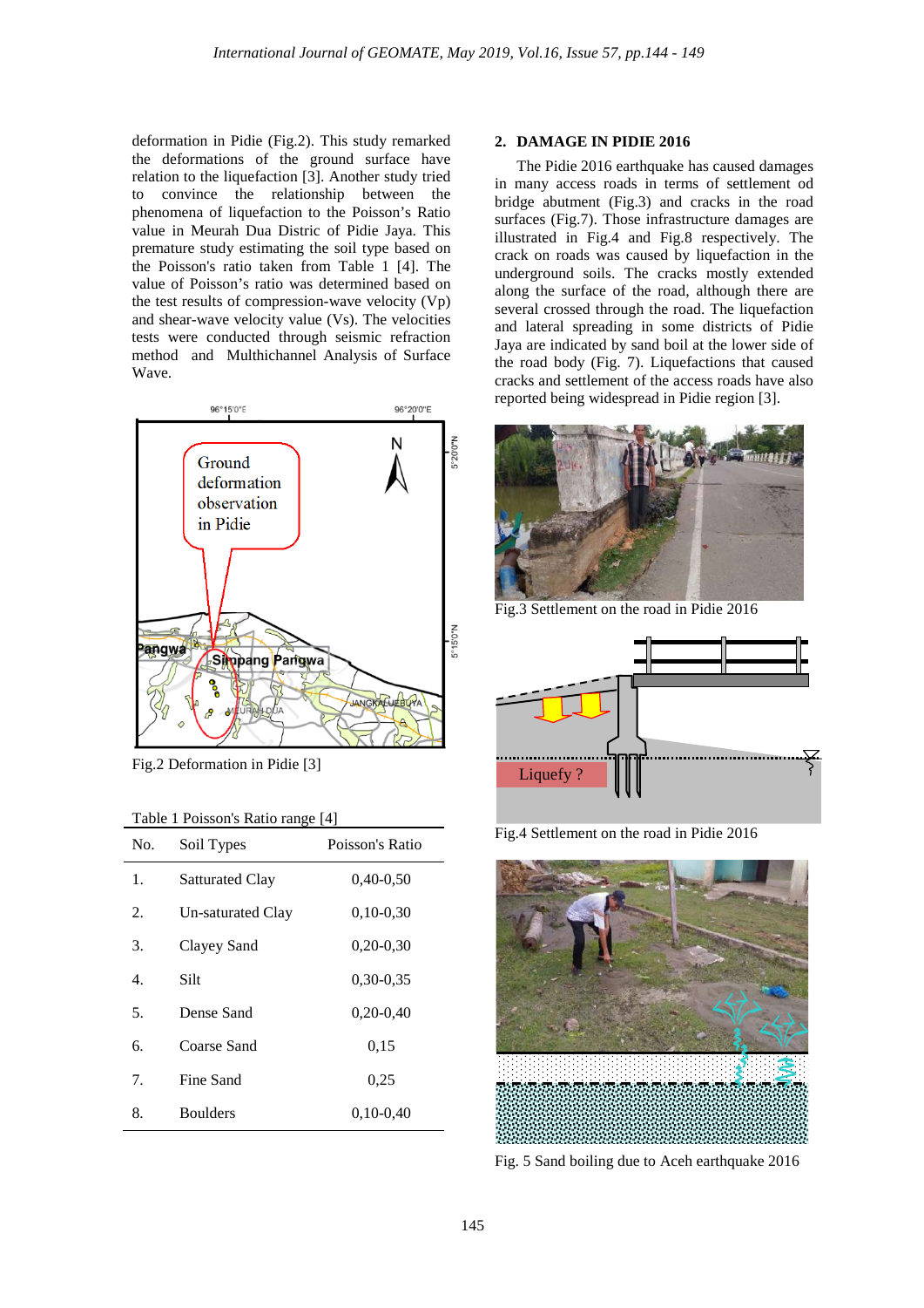deformation in Pidie (Fig.2). This study remarked the deformations of the ground surface have relation to the liquefaction [3]. Another study tried to convince the relationship between the phenomena of liquefaction to the Poisson's Ratio value in Meurah Dua Distric of Pidie Jaya. This premature study estimating the soil type based on the Poisson's ratio taken from Table 1 [4]. The value of Poisson's ratio was determined based on the test results of compression-wave velocity (Vp) and shear-wave velocity value (Vs). The velocities tests were conducted through seismic refraction method and Multichannel Analysis of Surface Wave.

Fig.2 Deformation in Pidie [3]

Table 1 Poisson's Ratio range [4]

| No. | Soil Types | Poisson's Ratio |
|---|---|---|
| 1. | Satturated Clay | 0,40-0,50 |
| 2. | Un-saturated Clay | 0,10-0,30 |
| 3. | Clayey Sand | 0,20-0,30 |
| 4. | Silt | 0,30-0,35 |
| 5. | Dense Sand | 0,20-0,40 |
| 6. | Coarse Sand | 0,15 |
| 7. | Fine Sand | 0,25 |
| 8. | Boulders | 0,10-0,40 |

## 2. DAMAGE IN PIDIE 2016

The Pidie 2016 earthquake has caused damages in many access roads in terms of settlement od bridge abutment (Fig.3) and cracks in the road surfaces (Fig.7). Those infrastructure damages are illustrated in Fig.4 and Fig.8 respectively. The crack on roads was caused by liquefaction in the underground soils. The cracks mostly extended along the surface of the road, although there are several crossed through the road. The liquefaction and lateral spreading in some districts of Pidie Jaya are indicated by sand boil at the lower side of the road body (Fig. 7). Liquefactions that caused cracks and settlement of the access roads have also reported being widespread in Pidie region [3].

Fig.3 Settlement on the road in Pidie 2016

Fig.4 Settlement on the road in Pidie 2016

Fig. 5 Sand boiling due to Aceh earthquake 2016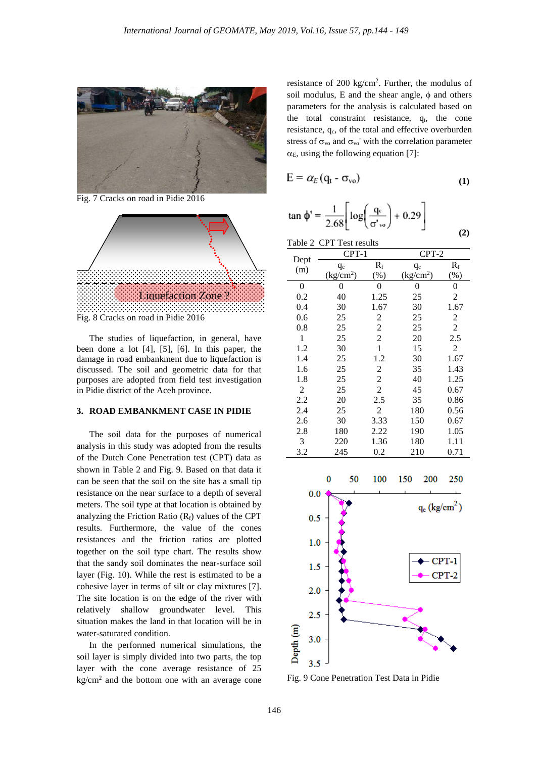Fig. 7 Cracks on road in Pidie 2016

Fig. 8 Cracks on road in Pidie 2016

The studies of liquefaction, in general, have been done a lot [4], [5], [6]. In this paper, the damage in road embankment due to liquefaction is discussed. The soil and geometric data for that purposes are adopted from field test investigation in Pidie district of the Aceh province.

## 3. ROAD EMBANKMENT CASE IN PIDIE

The soil data for the purposes of numerical analysis in this study was adopted from the results of the Dutch Cone Penetration test (CPT) data as shown in Table 2 and Fig. 9. Based on that data it can be seen that the soil on the site has a small tip resistance on the near surface to a depth of several meters. The soil type at that location is obtained by analyzing the Friction Ratio ($R_f$) values of the CPT results. Furthermore, the value of the cones resistances and the friction ratios are plotted together on the soil type chart. The results show that the sandy soil dominates the near-surface soil layer (Fig. 10). While the rest is estimated to be a cohesive layer in terms of silt or clay mixtures [7]. The site location is on the edge of the river with relatively shallow groundwater level. This situation makes the land in that location will be in water-saturated condition.

In the performed numerical simulations, the soil layer is simply divided into two parts, the top layer with the cone average resistance of 25 kg/cm$^2$ and the bottom one with an average cone resistance of 200 kg/cm$^2$. Further, the modulus of soil modulus, E and the shear angle, $\phi$ and others parameters for the analysis is calculated based on the total constraint resistance, $q_t$, the cone resistance, $q_c$, of the total and effective overburden stress of $\sigma_{vo}$ and $\sigma_{vo}'$ with the correlation parameter $\alpha_E$, using the following equation [7]:

$$E = \alpha_E (q_t - \sigma_{vo}) \tag{1}$$

$$\tan \phi' = \frac{1}{2.68}\left[\log\left(\frac{q_c}{\sigma'_{vo}}\right) + 0.29\right] \tag{2}$$

Table 2 CPT Test results

| Dept (m) | CPT-1 | | CPT-2 | |
|---|---|---|---|---|
| | $q_c$ (kg/cm$^2$) | $R_f$ (%) | $q_c$ (kg/cm$^2$) | $R_f$ (%) |
| 0 | 0 | 0 | 0 | 0 |
| 0.2 | 40 | 1.25 | 25 | 2 |
| 0.4 | 30 | 1.67 | 30 | 1.67 |
| 0.6 | 25 | 2 | 25 | 2 |
| 0.8 | 25 | 2 | 25 | 2 |
| 1 | 25 | 2 | 20 | 2.5 |
| 1.2 | 30 | 1 | 15 | 2 |
| 1.4 | 25 | 1.2 | 30 | 1.67 |
| 1.6 | 25 | 2 | 35 | 1.43 |
| 1.8 | 25 | 2 | 40 | 1.25 |
| 2 | 25 | 2 | 45 | 0.67 |
| 2.2 | 20 | 2.5 | 35 | 0.86 |
| 2.4 | 25 | 2 | 180 | 0.56 |
| 2.6 | 30 | 3.33 | 150 | 0.67 |
| 2.8 | 180 | 2.22 | 190 | 1.05 |
| 3 | 220 | 1.36 | 180 | 1.11 |
| 3.2 | 245 | 0.2 | 210 | 0.71 |

Fig. 9 Cone Penetration Test Data in Pidie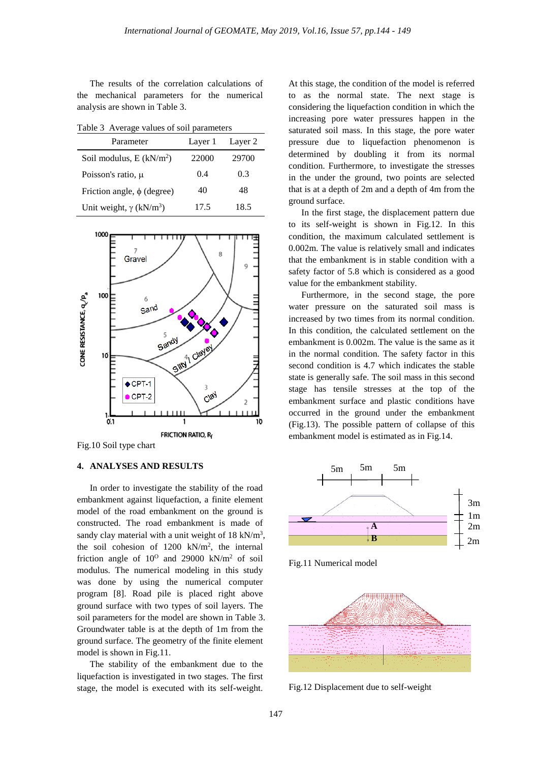The results of the correlation calculations of the mechanical parameters for the numerical analysis are shown in Table 3.

Table 3 Average values of soil parameters

| Parameter | Layer 1 | Layer 2 |
|---|---|---|
| Soil modulus, E (kN/m$^2$) | 22000 | 29700 |
| Poisson's ratio, $\mu$ | 0.4 | 0.3 |
| Friction angle, $\phi$ (degree) | 40 | 48 |
| Unit weight, $\gamma$ (kN/m$^3$) | 17.5 | 18.5 |

Fig.10 Soil type chart

## 4. ANALYSES AND RESULTS

In order to investigate the stability of the road embankment against liquefaction, a finite element model of the road embankment on the ground is constructed. The road embankment is made of sandy clay material with a unit weight of 18 kN/m$^3$, the soil cohesion of 1200 kN/m$^2$, the internal friction angle of 10$^O$ and 29000 kN/m$^2$ of soil modulus. The numerical modeling in this study was done by using the numerical computer program [8]. Road pile is placed right above ground surface with two types of soil layers. The soil parameters for the model are shown in Table 3. Groundwater table is at the depth of 1m from the ground surface. The geometry of the finite element model is shown in Fig.11.

The stability of the embankment due to the liquefaction is investigated in two stages. The first stage, the model is executed with its self-weight. At this stage, the condition of the model is referred to as the normal state. The next stage is considering the liquefaction condition in which the increasing pore water pressures happen in the saturated soil mass. In this stage, the pore water pressure due to liquefaction phenomenon is determined by doubling it from its normal condition. Furthermore, to investigate the stresses in the under the ground, two points are selected that is at a depth of 2m and a depth of 4m from the ground surface.

In the first stage, the displacement pattern due to its self-weight is shown in Fig.12. In this condition, the maximum calculated settlement is 0.002m. The value is relatively small and indicates that the embankment is in stable condition with a safety factor of 5.8 which is considered as a good value for the embankment stability.

Furthermore, in the second stage, the pore water pressure on the saturated soil mass is increased by two times from its normal condition. In this condition, the calculated settlement on the embankment is 0.002m. The value is the same as it in the normal condition. The safety factor in this second condition is 4.7 which indicates the stable state is generally safe. The soil mass in this second stage has tensile stresses at the top of the embankment surface and plastic conditions have occurred in the ground under the embankment (Fig.13). The possible pattern of collapse of this embankment model is estimated as in Fig.14.

Fig.11 Numerical model

Fig.12 Displacement due to self-weight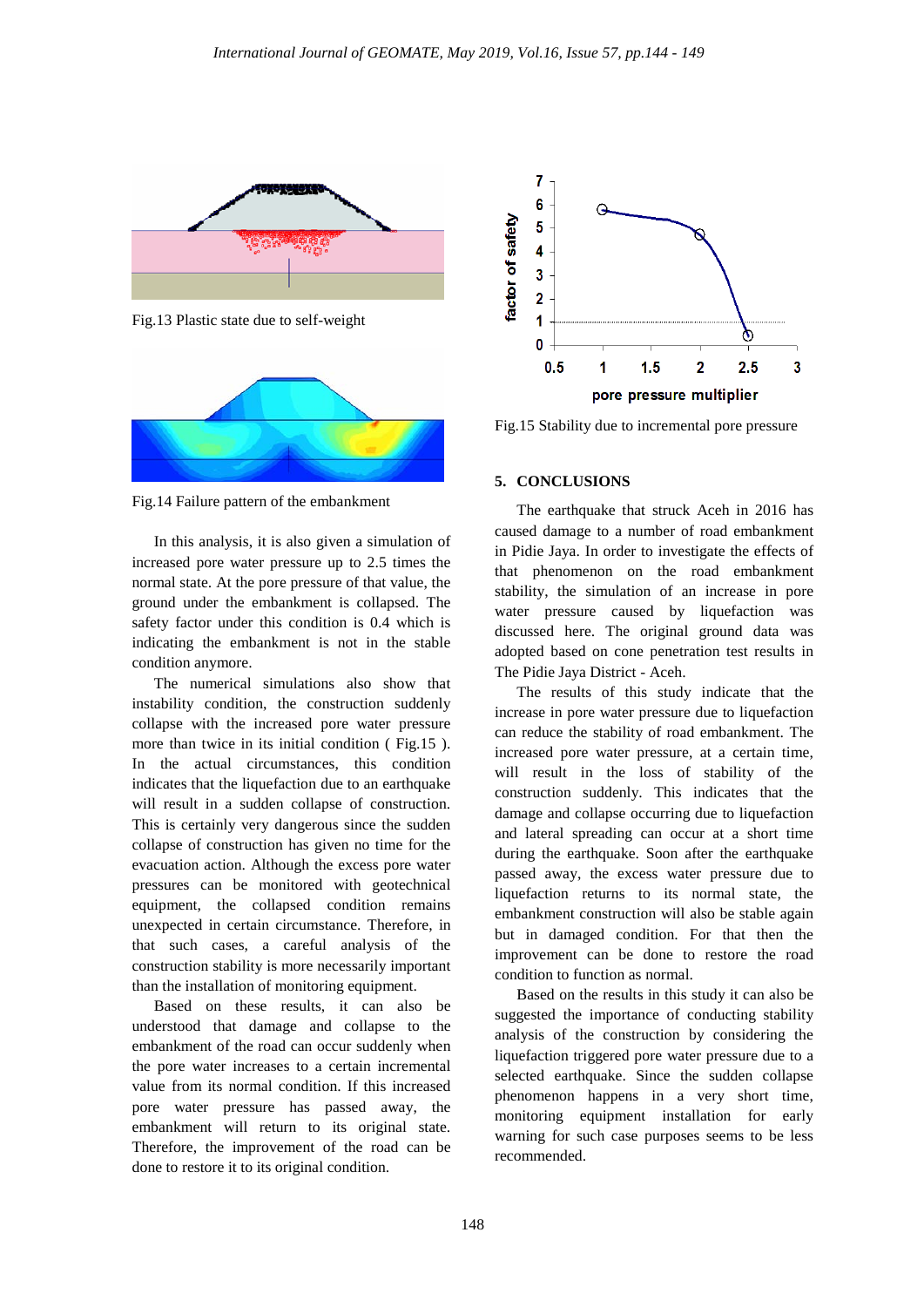Fig.13 Plastic state due to self-weight

Fig.14 Failure pattern of the embankment

In this analysis, it is also given a simulation of increased pore water pressure up to 2.5 times the normal state. At the pore pressure of that value, the ground under the embankment is collapsed. The safety factor under this condition is 0.4 which is indicating the embankment is not in the stable condition anymore.

The numerical simulations also show that instability condition, the construction suddenly collapse with the increased pore water pressure more than twice in its initial condition ( Fig.15 ). In the actual circumstances, this condition indicates that the liquefaction due to an earthquake will result in a sudden collapse of construction. This is certainly very dangerous since the sudden collapse of construction has given no time for the evacuation action. Although the excess pore water pressures can be monitored with geotechnical equipment, the collapsed condition remains unexpected in certain circumstance. Therefore, in that such cases, a careful analysis of the construction stability is more necessarily important than the installation of monitoring equipment.

Based on these results, it can also be understood that damage and collapse to the embankment of the road can occur suddenly when the pore water increases to a certain incremental value from its normal condition. If this increased pore water pressure has passed away, the embankment will return to its original state. Therefore, the improvement of the road can be done to restore it to its original condition.

Fig.15 Stability due to incremental pore pressure

## 5. CONCLUSIONS

The earthquake that struck Aceh in 2016 has caused damage to a number of road embankment in Pidie Jaya. In order to investigate the effects of that phenomenon on the road embankment stability, the simulation of an increase in pore water pressure caused by liquefaction was discussed here. The original ground data was adopted based on cone penetration test results in The Pidie Jaya District - Aceh.

The results of this study indicate that the increase in pore water pressure due to liquefaction can reduce the stability of road embankment. The increased pore water pressure, at a certain time, will result in the loss of stability of the construction suddenly. This indicates that the damage and collapse occurring due to liquefaction and lateral spreading can occur at a short time during the earthquake. Soon after the earthquake passed away, the excess water pressure due to liquefaction returns to its normal state, the embankment construction will also be stable again but in damaged condition. For that then the improvement can be done to restore the road condition to function as normal.

Based on the results in this study it can also be suggested the importance of conducting stability analysis of the construction by considering the liquefaction triggered pore water pressure due to a selected earthquake. Since the sudden collapse phenomenon happens in a very short time, monitoring equipment installation for early warning for such case purposes seems to be less recommended.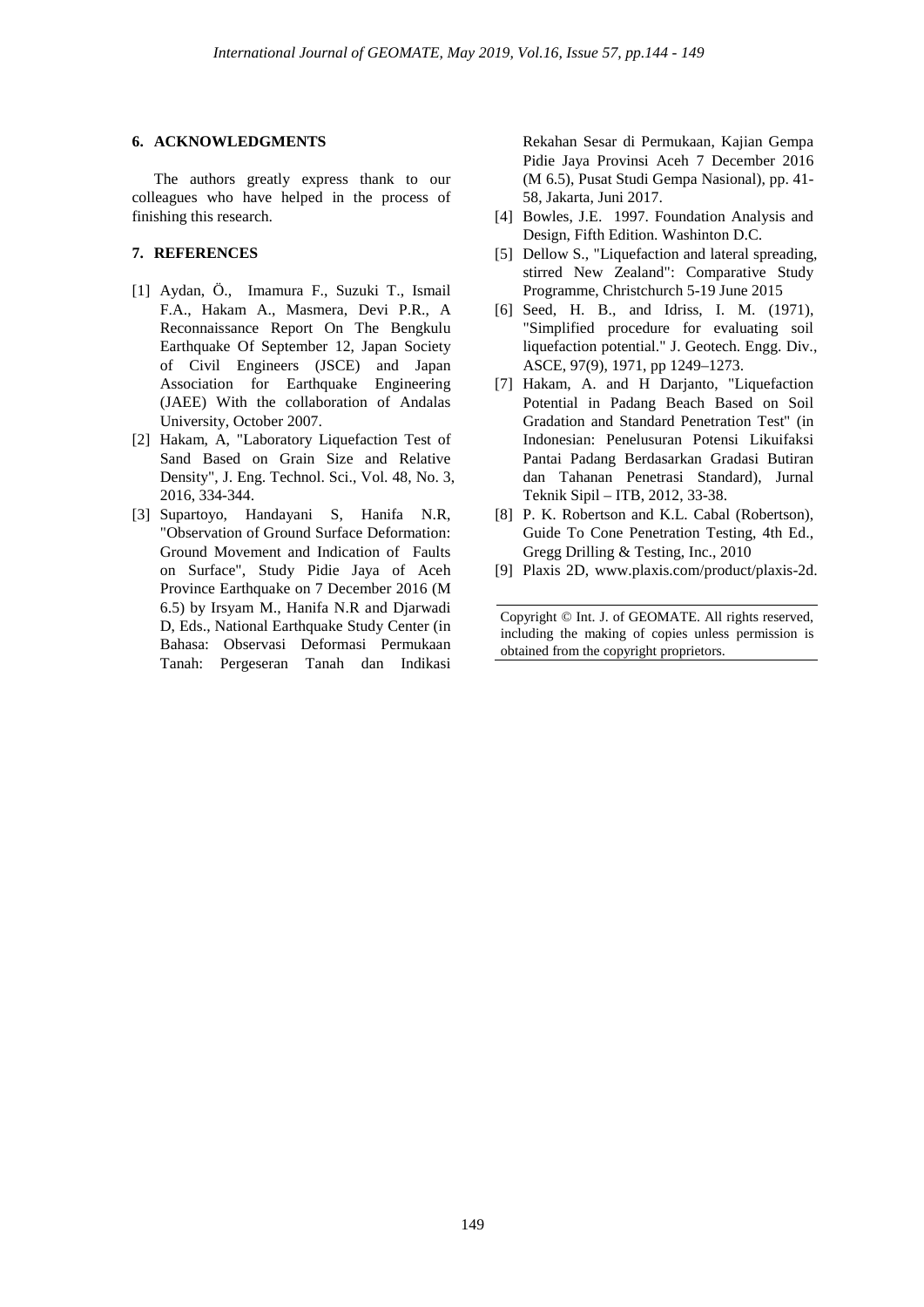## 6. ACKNOWLEDGMENTS

The authors greatly express thank to our colleagues who have helped in the process of finishing this research.

## 7. REFERENCES

[1] Aydan, Ö., Imamura F., Suzuki T., Ismail F.A., Hakam A., Masmera, Devi P.R., A Reconnaissance Report On The Bengkulu Earthquake Of September 12, Japan Society of Civil Engineers (JSCE) and Japan Association for Earthquake Engineering (JAEE) With the collaboration of Andalas University, October 2007.

[2] Hakam, A, "Laboratory Liquefaction Test of Sand Based on Grain Size and Relative Density", J. Eng. Technol. Sci., Vol. 48, No. 3, 2016, 334-344.

[3] Supartoyo, Handayani S, Hanifa N.R, "Observation of Ground Surface Deformation: Ground Movement and Indication of Faults on Surface", Study Pidie Jaya of Aceh Province Earthquake on 7 December 2016 (M 6.5) by Irsyam M., Hanifa N.R and Djarwadi D, Eds., National Earthquake Study Center (in Bahasa: Observasi Deformasi Permukaan Tanah: Pergeseran Tanah dan Indikasi Rekahan Sesar di Permukaan, Kajian Gempa Pidie Jaya Provinsi Aceh 7 December 2016 (M 6.5), Pusat Studi Gempa Nasional), pp. 41-58, Jakarta, Juni 2017.

[4] Bowles, J.E. 1997. Foundation Analysis and Design, Fifth Edition. Washinton D.C.

[5] Dellow S., "Liquefaction and lateral spreading, stirred New Zealand": Comparative Study Programme, Christchurch 5-19 June 2015

[6] Seed, H. B., and Idriss, I. M. (1971), "Simplified procedure for evaluating soil liquefaction potential." J. Geotech. Engg. Div., ASCE, 97(9), 1971, pp 1249–1273.

[7] Hakam, A. and H Darjanto, "Liquefaction Potential in Padang Beach Based on Soil Gradation and Standard Penetration Test" (in Indonesian: Penelusuran Potensi Likuifaksi Pantai Padang Berdasarkan Gradasi Butiran dan Tahanan Penetrasi Standard), Jurnal Teknik Sipil – ITB, 2012, 33-38.

[8] P. K. Robertson and K.L. Cabal (Robertson), Guide To Cone Penetration Testing, 4th Ed., Gregg Drilling & Testing, Inc., 2010

[9] Plaxis 2D, www.plaxis.com/product/plaxis-2d.

Copyright © Int. J. of GEOMATE. All rights reserved, including the making of copies unless permission is obtained from the copyright proprietors.